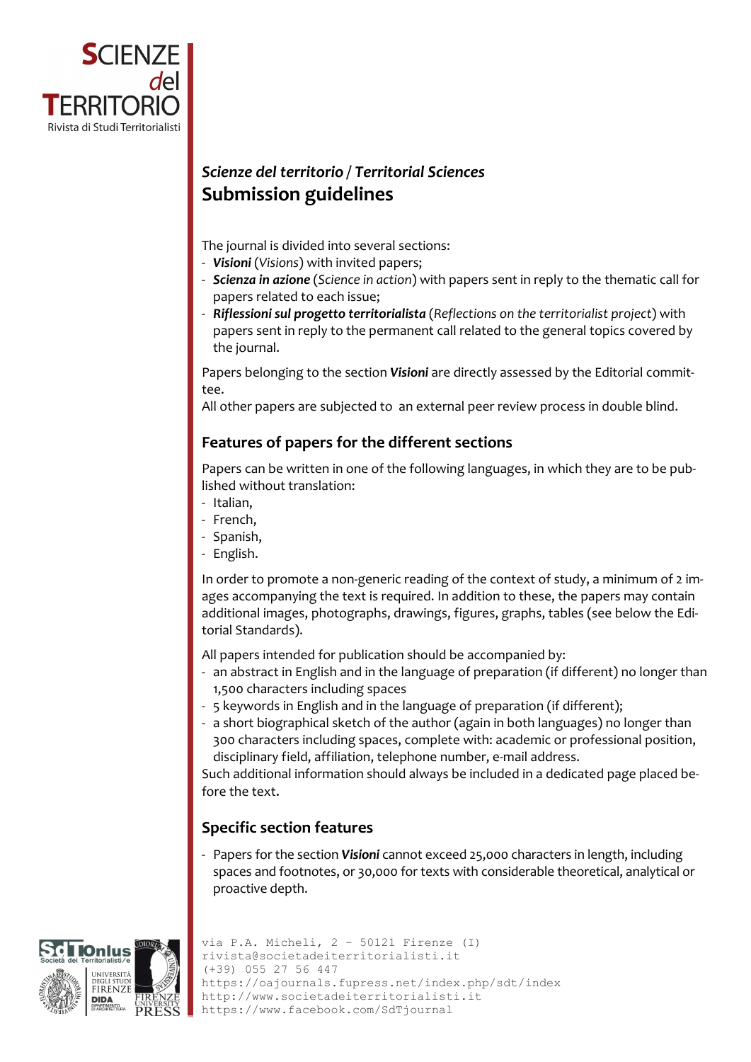*Scienze del territorio* / *Territorial Sciences*

# Submission guidelines

The journal is divided into several sections:

- ***Visioni*** (*Visions*) with invited papers;
- ***Scienza in azione*** (*Science in action*) with papers sent in reply to the thematic call for papers related to each issue;
- ***Riflessioni sul progetto territorialista*** (*Reflections on the territorialist project*) with papers sent in reply to the permanent call related to the general topics covered by the journal.

Papers belonging to the section ***Visioni*** are directly assessed by the Editorial committee.
All other papers are subjected to an external peer review process in double blind.

## Features of papers for the different sections

Papers can be written in one of the following languages, in which they are to be published without translation:

- Italian,
- French,
- Spanish,
- English.

In order to promote a non-generic reading of the context of study, a minimum of 2 images accompanying the text is required. In addition to these, the papers may contain additional images, photographs, drawings, figures, graphs, tables (see below the Editorial Standards).

All papers intended for publication should be accompanied by:

- an abstract in English and in the language of preparation (if different) no longer than 1,500 characters including spaces
- 5 keywords in English and in the language of preparation (if different);
- a short biographical sketch of the author (again in both languages) no longer than 300 characters including spaces, complete with: academic or professional position, disciplinary field, affiliation, telephone number, e-mail address.

Such additional information should always be included in a dedicated page placed before the text.

## Specific section features

- Papers for the section ***Visioni*** cannot exceed 25,000 characters in length, including spaces and footnotes, or 30,000 for texts with considerable theoretical, analytical or proactive depth.

via P.A. Micheli, 2 - 50121 Firenze (I)
rivista@societadeiterritorialisti.it
(+39) 055 27 56 447
https://oajournals.fupress.net/index.php/sdt/index
http://www.societadeiterritorialisti.it
https://www.facebook.com/SdTjournal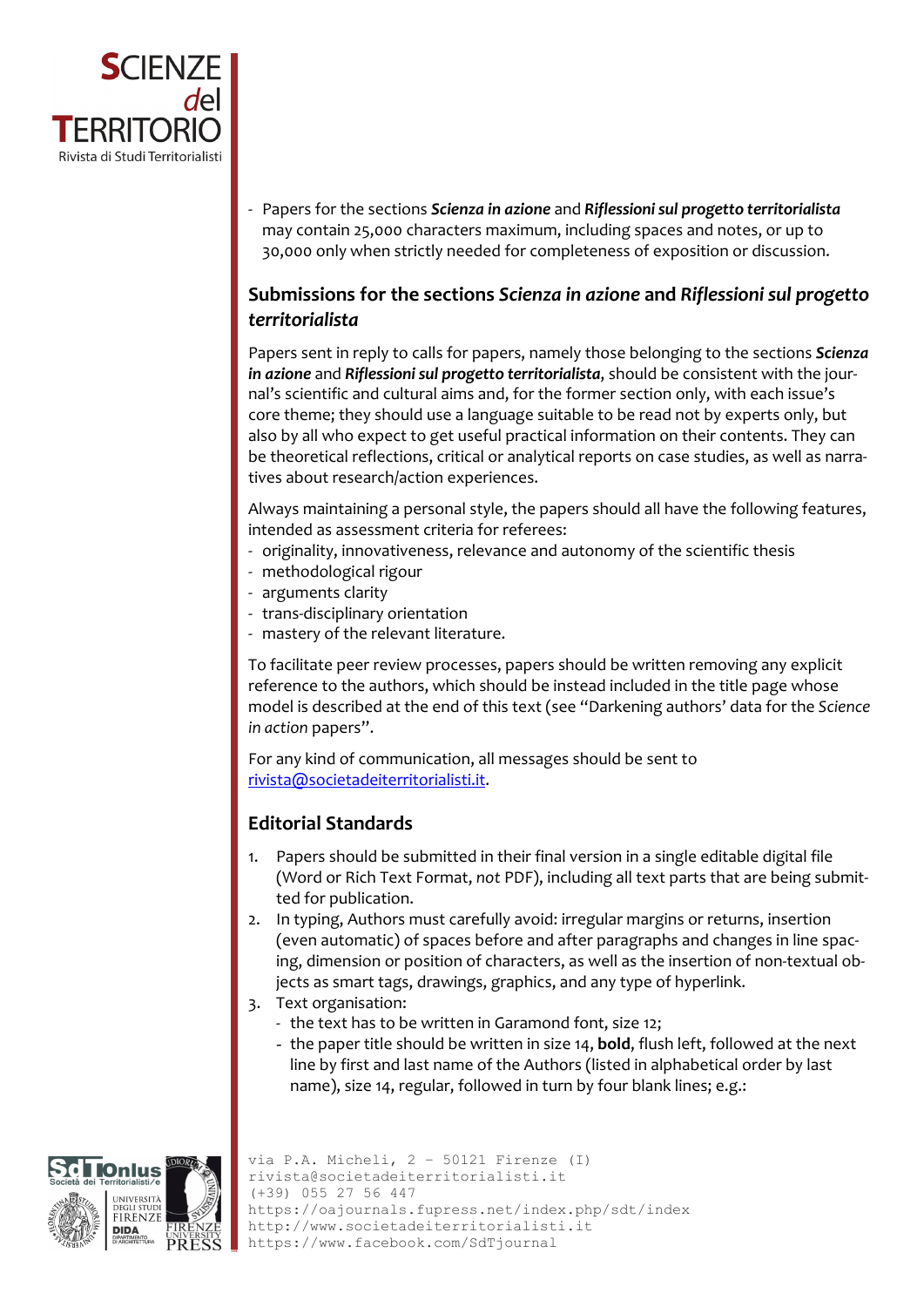- Papers for the sections ***Scienza in azione*** and ***Riflessioni sul progetto territorialista*** may contain 25,000 characters maximum, including spaces and notes, or up to 30,000 only when strictly needed for completeness of exposition or discussion.

## Submissions for the sections *Scienza in azione* and *Riflessioni sul progetto territorialista*

Papers sent in reply to calls for papers, namely those belonging to the sections ***Scienza in azione*** and ***Riflessioni sul progetto territorialista***, should be consistent with the journal's scientific and cultural aims and, for the former section only, with each issue's core theme; they should use a language suitable to be read not by experts only, but also by all who expect to get useful practical information on their contents. They can be theoretical reflections, critical or analytical reports on case studies, as well as narratives about research/action experiences.

Always maintaining a personal style, the papers should all have the following features, intended as assessment criteria for referees:
- originality, innovativeness, relevance and autonomy of the scientific thesis
- methodological rigour
- arguments clarity
- trans-disciplinary orientation
- mastery of the relevant literature.

To facilitate peer review processes, papers should be written removing any explicit reference to the authors, which should be instead included in the title page whose model is described at the end of this text (see "Darkening authors' data for the *Science in action* papers".

For any kind of communication, all messages should be sent to rivista@societadeiterritorialisti.it.

## Editorial Standards

1. Papers should be submitted in their final version in a single editable digital file (Word or Rich Text Format, *not* PDF), including all text parts that are being submitted for publication.
2. In typing, Authors must carefully avoid: irregular margins or returns, insertion (even automatic) of spaces before and after paragraphs and changes in line spacing, dimension or position of characters, as well as the insertion of non-textual objects as smart tags, drawings, graphics, and any type of hyperlink.
3. Text organisation:
   - the text has to be written in Garamond font, size 12;
   - the paper title should be written in size 14, **bold**, flush left, followed at the next line by first and last name of the Authors (listed in alphabetical order by last name), size 14, regular, followed in turn by four blank lines; e.g.: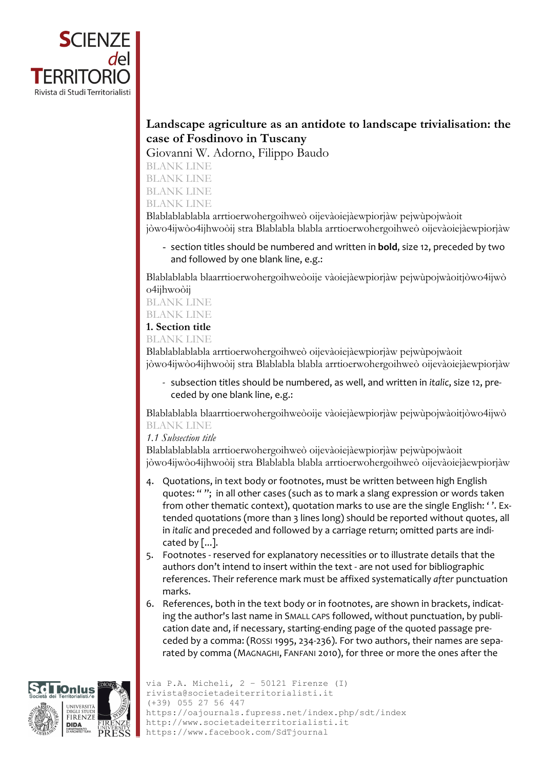**Landscape agriculture as an antidote to landscape trivialisation: the case of Fosdinovo in Tuscany**

Giovanni W. Adorno, Filippo Baudo

BLANK LINE

BLANK LINE

BLANK LINE

BLANK LINE

Blablablablabla arrtioerwohergoihweò oijevàoiejàewpiorjàw pejwùpojwàoit jòwo4ijwòo4ijhwoòij stra Blablabla blabla arrtioerwohergoihweò oijevàoiejàewpiorjàw

- section titles should be numbered and written in **bold**, size 12, preceded by two and followed by one blank line, e.g.:

Blablablabla blaarrtioerwohergoihweòoije vàoiejàewpiorjàw pejwùpojwàoitjòwo4ijwò o4ijhwoòij

BLANK LINE

BLANK LINE

**1. Section title**

BLANK LINE

Blablablablabla arrtioerwohergoihweò oijevàoiejàewpiorjàw pejwùpojwàoit jòwo4ijwòo4ijhwoòij stra Blablabla blabla arrtioerwohergoihweò oijevàoiejàewpiorjàw

- subsection titles should be numbered, as well, and written in *italic*, size 12, preceded by one blank line, e.g.:

Blablablabla blaarrtioerwohergoihweòoije vàoiejàewpiorjàw pejwùpojwàoitjòwo4ijwò

BLANK LINE

*1.1 Subsection title*

Blablablablabla arrtioerwohergoihweò oijevàoiejàewpiorjàw pejwùpojwàoit jòwo4ijwòo4ijhwoòij stra Blablabla blabla arrtioerwohergoihweò oijevàoiejàewpiorjàw

4. Quotations, in text body or footnotes, must be written between high English quotes: “ ”; in all other cases (such as to mark a slang expression or words taken from other thematic context), quotation marks to use are the single English: ‘ ’. Extended quotations (more than 3 lines long) should be reported without quotes, all in *italic* and preceded and followed by a carriage return; omitted parts are indicated by [...].
5. Footnotes - reserved for explanatory necessities or to illustrate details that the authors don’t intend to insert within the text - are not used for bibliographic references. Their reference mark must be affixed systematically *after* punctuation marks.
6. References, both in the text body or in footnotes, are shown in brackets, indicating the author's last name in SMALL CAPS followed, without punctuation, by publication date and, if necessary, starting-ending page of the quoted passage preceded by a comma: (ROSSI 1995, 234-236). For two authors, their names are separated by comma (MAGNAGHI, FANFANI 2010), for three or more the ones after the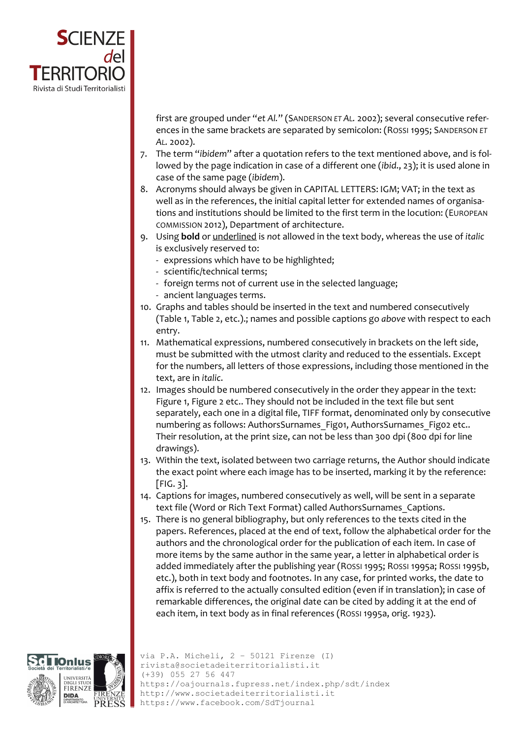first are grouped under "*et Al.*" (SANDERSON *ET AL.* 2002); several consecutive references in the same brackets are separated by semicolon: (ROSSI 1995; SANDERSON *ET AL.* 2002).

7. The term "*ibidem*" after a quotation refers to the text mentioned above, and is followed by the page indication in case of a different one (*ibid*., 23); it is used alone in case of the same page (*ibidem*).
8. Acronyms should always be given in CAPITAL LETTERS: IGM; VAT; in the text as well as in the references, the initial capital letter for extended names of organisations and institutions should be limited to the first term in the locution: (EUROPEAN COMMISSION 2012), Department of architecture.
9. Using **bold** or <u>underlined</u> is *not* allowed in the text body, whereas the use of *italic* is exclusively reserved to:
   - expressions which have to be highlighted;
   - scientific/technical terms;
   - foreign terms not of current use in the selected language;
   - ancient languages terms.
10. Graphs and tables should be inserted in the text and numbered consecutively (Table 1, Table 2, etc.).; names and possible captions go *above* with respect to each entry.
11. Mathematical expressions, numbered consecutively in brackets on the left side, must be submitted with the utmost clarity and reduced to the essentials. Except for the numbers, all letters of those expressions, including those mentioned in the text, are in *italic*.
12. Images should be numbered consecutively in the order they appear in the text: Figure 1, Figure 2 etc.. They should not be included in the text file but sent separately, each one in a digital file, TIFF format, denominated only by consecutive numbering as follows: AuthorsSurnames_Fig01, AuthorsSurnames_Fig02 etc.. Their resolution, at the print size, can not be less than 300 dpi (800 dpi for line drawings).
13. Within the text, isolated between two carriage returns, the Author should indicate the exact point where each image has to be inserted, marking it by the reference: [FIG. 3].
14. Captions for images, numbered consecutively as well, will be sent in a separate text file (Word or Rich Text Format) called AuthorsSurnames_Captions.
15. There is no general bibliography, but only references to the texts cited in the papers. References, placed at the end of text, follow the alphabetical order for the authors and the chronological order for the publication of each item. In case of more items by the same author in the same year, a letter in alphabetical order is added immediately after the publishing year (ROSSI 1995; ROSSI 1995a; ROSSI 1995b, etc.), both in text body and footnotes. In any case, for printed works, the date to affix is referred to the actually consulted edition (even if in translation); in case of remarkable differences, the original date can be cited by adding it at the end of each item, in text body as in final references (ROSSI 1995a, orig. 1923).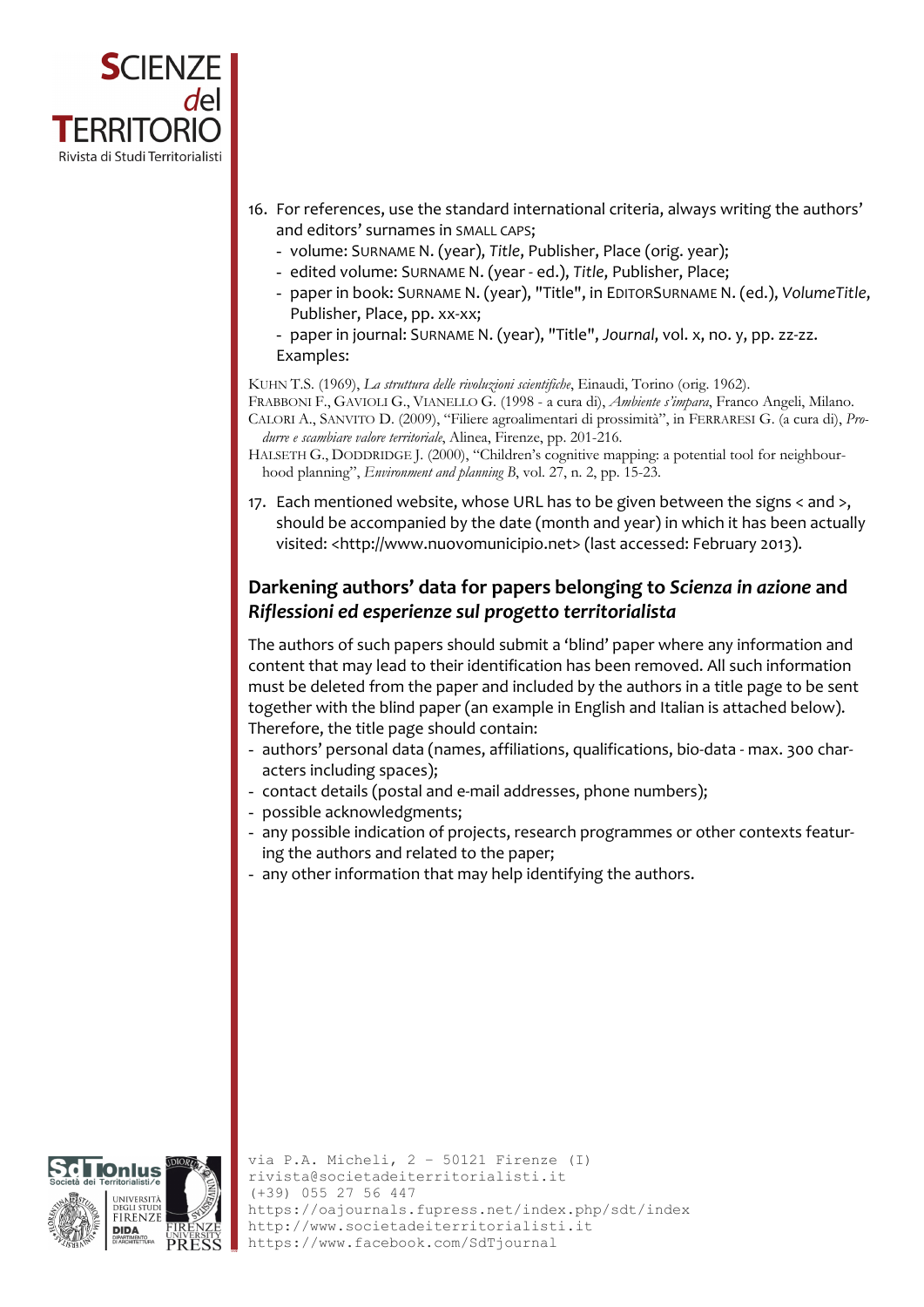16. For references, use the standard international criteria, always writing the authors' and editors' surnames in SMALL CAPS;
    - volume: SURNAME N. (year), *Title*, Publisher, Place (orig. year);
    - edited volume: SURNAME N. (year - ed.), *Title*, Publisher, Place;
    - paper in book: SURNAME N. (year), "Title", in EDITORSURNAME N. (ed.), *VolumeTitle*, Publisher, Place, pp. xx-xx;
    - paper in journal: SURNAME N. (year), "Title", *Journal*, vol. x, no. y, pp. zz-zz.

    Examples:

KUHN T.S. (1969), *La struttura delle rivoluzioni scientifiche*, Einaudi, Torino (orig. 1962).
FRABBONI F., GAVIOLI G., VIANELLO G. (1998 - a cura di), *Ambiente s'impara*, Franco Angeli, Milano.
CALORI A., SANVITO D. (2009), "Filiere agroalimentari di prossimità", in FERRARESI G. (a cura di), *Produrre e scambiare valore territoriale*, Alinea, Firenze, pp. 201-216.
HALSETH G., DODDRIDGE J. (2000), "Children's cognitive mapping: a potential tool for neighbourhood planning", *Environment and planning B*, vol. 27, n. 2, pp. 15-23.

17. Each mentioned website, whose URL has to be given between the signs < and >, should be accompanied by the date (month and year) in which it has been actually visited: <http://www.nuovomunicipio.net> (last accessed: February 2013).

## Darkening authors' data for papers belonging to *Scienza in azione* and *Riflessioni ed esperienze sul progetto territorialista*

The authors of such papers should submit a 'blind' paper where any information and content that may lead to their identification has been removed. All such information must be deleted from the paper and included by the authors in a title page to be sent together with the blind paper (an example in English and Italian is attached below). Therefore, the title page should contain:

- authors' personal data (names, affiliations, qualifications, bio-data - max. 300 characters including spaces);
- contact details (postal and e-mail addresses, phone numbers);
- possible acknowledgments;
- any possible indication of projects, research programmes or other contexts featuring the authors and related to the paper;
- any other information that may help identifying the authors.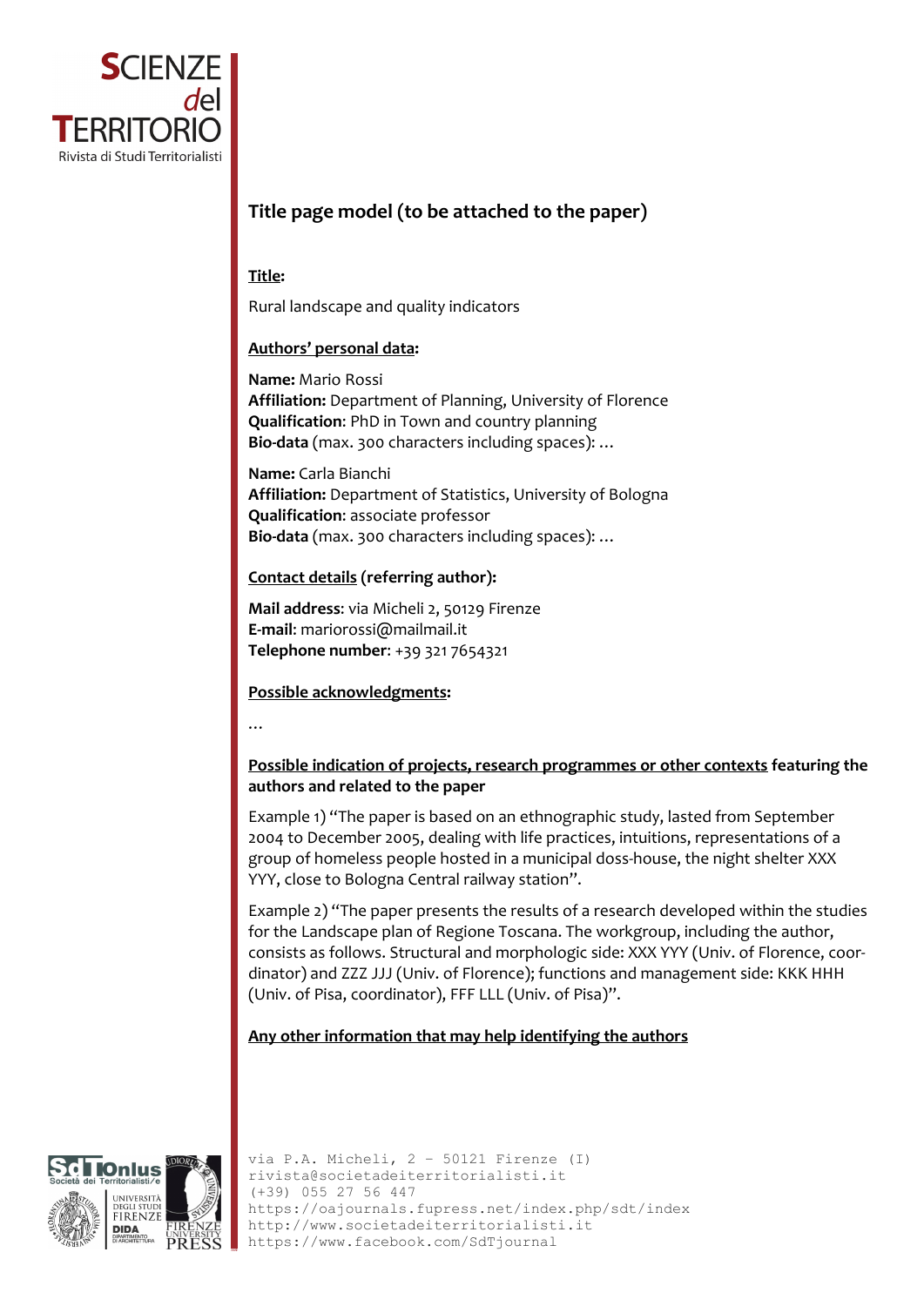## Title page model (to be attached to the paper)

**Title:**

Rural landscape and quality indicators

**Authors' personal data:**

**Name:** Mario Rossi
**Affiliation:** Department of Planning, University of Florence
**Qualification**: PhD in Town and country planning
**Bio-data** (max. 300 characters including spaces): …

**Name:** Carla Bianchi
**Affiliation:** Department of Statistics, University of Bologna
**Qualification**: associate professor
**Bio-data** (max. 300 characters including spaces): …

**Contact details (referring author):**

**Mail address**: via Micheli 2, 50129 Firenze
**E-mail**: mariorossi@mailmail.it
**Telephone number**: +39 321 7654321

**Possible acknowledgments:**

…

**Possible indication of projects, research programmes or other contexts featuring the authors and related to the paper**

Example 1) "The paper is based on an ethnographic study, lasted from September 2004 to December 2005, dealing with life practices, intuitions, representations of a group of homeless people hosted in a municipal doss-house, the night shelter XXX YYY, close to Bologna Central railway station".

Example 2) "The paper presents the results of a research developed within the studies for the Landscape plan of Regione Toscana. The workgroup, including the author, consists as follows. Structural and morphologic side: XXX YYY (Univ. of Florence, coordinator) and ZZZ JJJ (Univ. of Florence); functions and management side: KKK HHH (Univ. of Pisa, coordinator), FFF LLL (Univ. of Pisa)".

**Any other information that may help identifying the authors**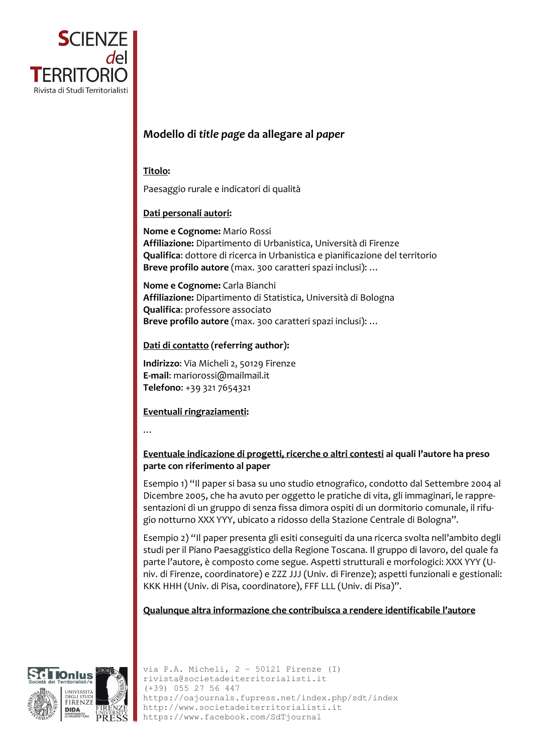SCIENZE *del* TERRITORIO

Rivista di Studi Territorialisti

## Modello di *title page* da allegare al *paper*

**Titolo:**

Paesaggio rurale e indicatori di qualità

**Dati personali autori:**

**Nome e Cognome:** Mario Rossi
**Affiliazione:** Dipartimento di Urbanistica, Università di Firenze
**Qualifica**: dottore di ricerca in Urbanistica e pianificazione del territorio
**Breve profilo autore** (max. 300 caratteri spazi inclusi): …

**Nome e Cognome:** Carla Bianchi
**Affiliazione:** Dipartimento di Statistica, Università di Bologna
**Qualifica**: professore associato
**Breve profilo autore** (max. 300 caratteri spazi inclusi): …

**Dati di contatto (referring author):**

**Indirizzo**: Via Micheli 2, 50129 Firenze
**E-mail**: mariorossi@mailmail.it
**Telefono**: +39 321 7654321

**Eventuali ringraziamenti:**

…

**Eventuale indicazione di progetti, ricerche o altri contesti ai quali l'autore ha preso parte con riferimento al paper**

Esempio 1) "Il paper si basa su uno studio etnografico, condotto dal Settembre 2004 al Dicembre 2005, che ha avuto per oggetto le pratiche di vita, gli immaginari, le rappresentazioni di un gruppo di senza fissa dimora ospiti di un dormitorio comunale, il rifugio notturno XXX YYY, ubicato a ridosso della Stazione Centrale di Bologna".

Esempio 2) "Il paper presenta gli esiti conseguiti da una ricerca svolta nell'ambito degli studi per il Piano Paesaggistico della Regione Toscana. Il gruppo di lavoro, del quale fa parte l'autore, è composto come segue. Aspetti strutturali e morfologici: XXX YYY (Univ. di Firenze, coordinatore) e ZZZ JJJ (Univ. di Firenze); aspetti funzionali e gestionali: KKK HHH (Univ. di Pisa, coordinatore), FFF LLL (Univ. di Pisa)".

**Qualunque altra informazione che contribuisca a rendere identificabile l'autore**

via P.A. Micheli, 2 - 50121 Firenze (I)
rivista@societadeiterritorialisti.it
(+39) 055 27 56 447
https://oajournals.fupress.net/index.php/sdt/index
http://www.societadeiterritorialisti.it
https://www.facebook.com/SdTjournal